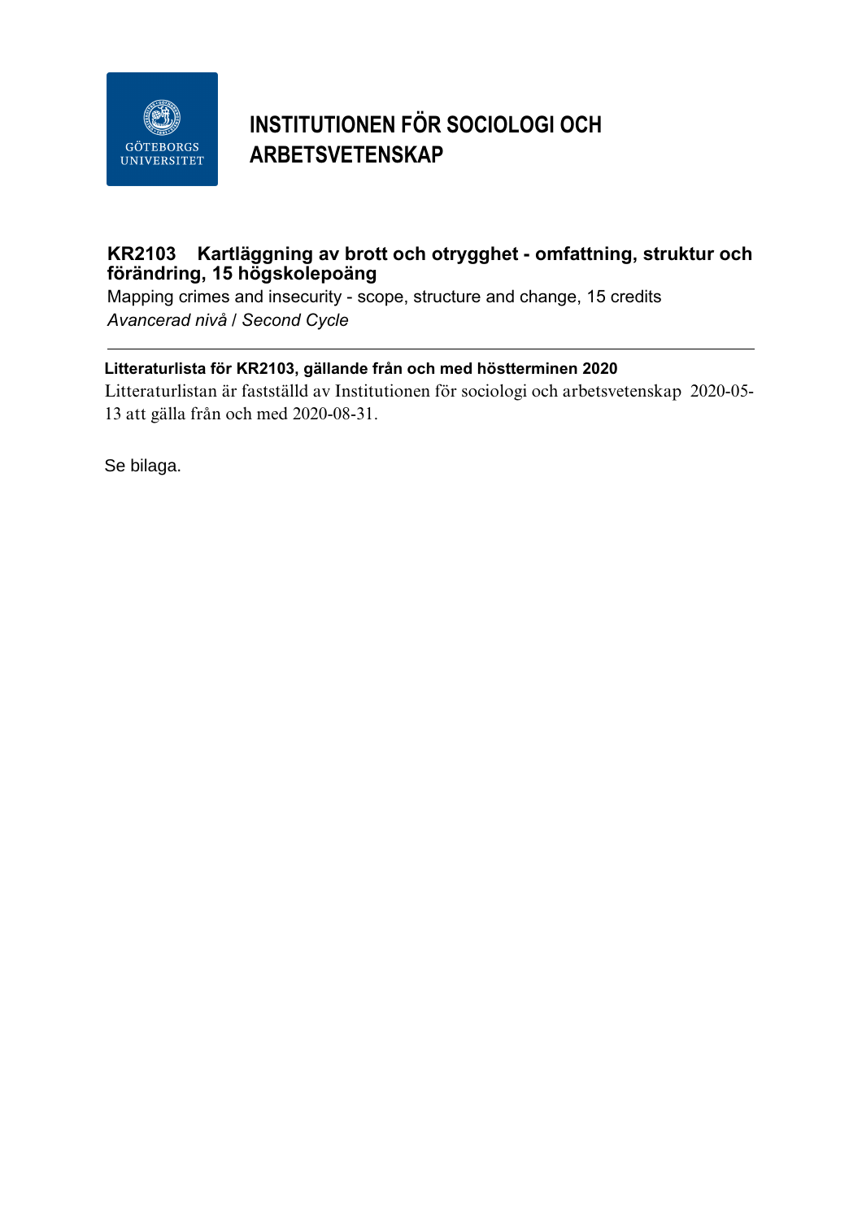GÖTEBORGS UNIVERSITET

# INSTITUTIONEN FÖR SOCIOLOGI OCH ARBETSVETENSKAP

## KR2103 Kartläggning av brott och otrygghet - omfattning, struktur och förändring, 15 högskolepoäng

Mapping crimes and insecurity - scope, structure and change, 15 credits

*Avancerad nivå / Second Cycle*

---

**Litteraturlista för KR2103, gällande från och med höstterminen 2020**

Litteraturlistan är fastställd av Institutionen för sociologi och arbetsvetenskap 2020-05-13 att gälla från och med 2020-08-31.

Se bilaga.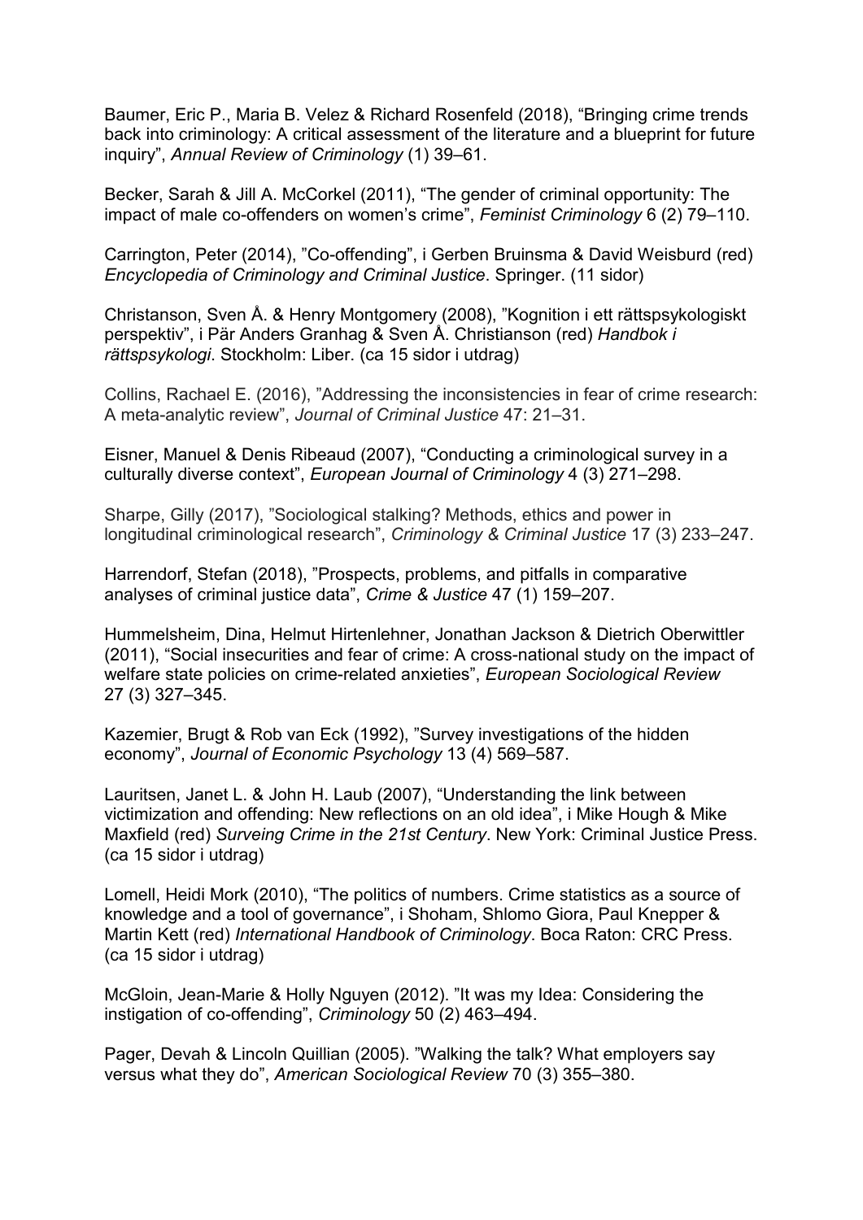Baumer, Eric P., Maria B. Velez & Richard Rosenfeld (2018), "Bringing crime trends back into criminology: A critical assessment of the literature and a blueprint for future inquiry", *Annual Review of Criminology* (1) 39–61.

Becker, Sarah & Jill A. McCorkel (2011), "The gender of criminal opportunity: The impact of male co-offenders on women's crime", *Feminist Criminology* 6 (2) 79–110.

Carrington, Peter (2014), "Co-offending", i Gerben Bruinsma & David Weisburd (red) *Encyclopedia of Criminology and Criminal Justice*. Springer. (11 sidor)

Christanson, Sven Å. & Henry Montgomery (2008), "Kognition i ett rättspsykologiskt perspektiv", i Pär Anders Granhag & Sven Å. Christianson (red) *Handbok i rättspsykologi*. Stockholm: Liber. (ca 15 sidor i utdrag)

Collins, Rachael E. (2016), "Addressing the inconsistencies in fear of crime research: A meta-analytic review", *Journal of Criminal Justice* 47: 21–31.

Eisner, Manuel & Denis Ribeaud (2007), "Conducting a criminological survey in a culturally diverse context", *European Journal of Criminology* 4 (3) 271–298.

Sharpe, Gilly (2017), "Sociological stalking? Methods, ethics and power in longitudinal criminological research", *Criminology & Criminal Justice* 17 (3) 233–247.

Harrendorf, Stefan (2018), "Prospects, problems, and pitfalls in comparative analyses of criminal justice data", *Crime & Justice* 47 (1) 159–207.

Hummelsheim, Dina, Helmut Hirtenlehner, Jonathan Jackson & Dietrich Oberwittler (2011), "Social insecurities and fear of crime: A cross-national study on the impact of welfare state policies on crime-related anxieties", *European Sociological Review* 27 (3) 327–345.

Kazemier, Brugt & Rob van Eck (1992), "Survey investigations of the hidden economy", *Journal of Economic Psychology* 13 (4) 569–587.

Lauritsen, Janet L. & John H. Laub (2007), "Understanding the link between victimization and offending: New reflections on an old idea", i Mike Hough & Mike Maxfield (red) *Surveing Crime in the 21st Century*. New York: Criminal Justice Press. (ca 15 sidor i utdrag)

Lomell, Heidi Mork (2010), "The politics of numbers. Crime statistics as a source of knowledge and a tool of governance", i Shoham, Shlomo Giora, Paul Knepper & Martin Kett (red) *International Handbook of Criminology*. Boca Raton: CRC Press. (ca 15 sidor i utdrag)

McGloin, Jean-Marie & Holly Nguyen (2012). "It was my Idea: Considering the instigation of co-offending", *Criminology* 50 (2) 463–494.

Pager, Devah & Lincoln Quillian (2005). "Walking the talk? What employers say versus what they do", *American Sociological Review* 70 (3) 355–380.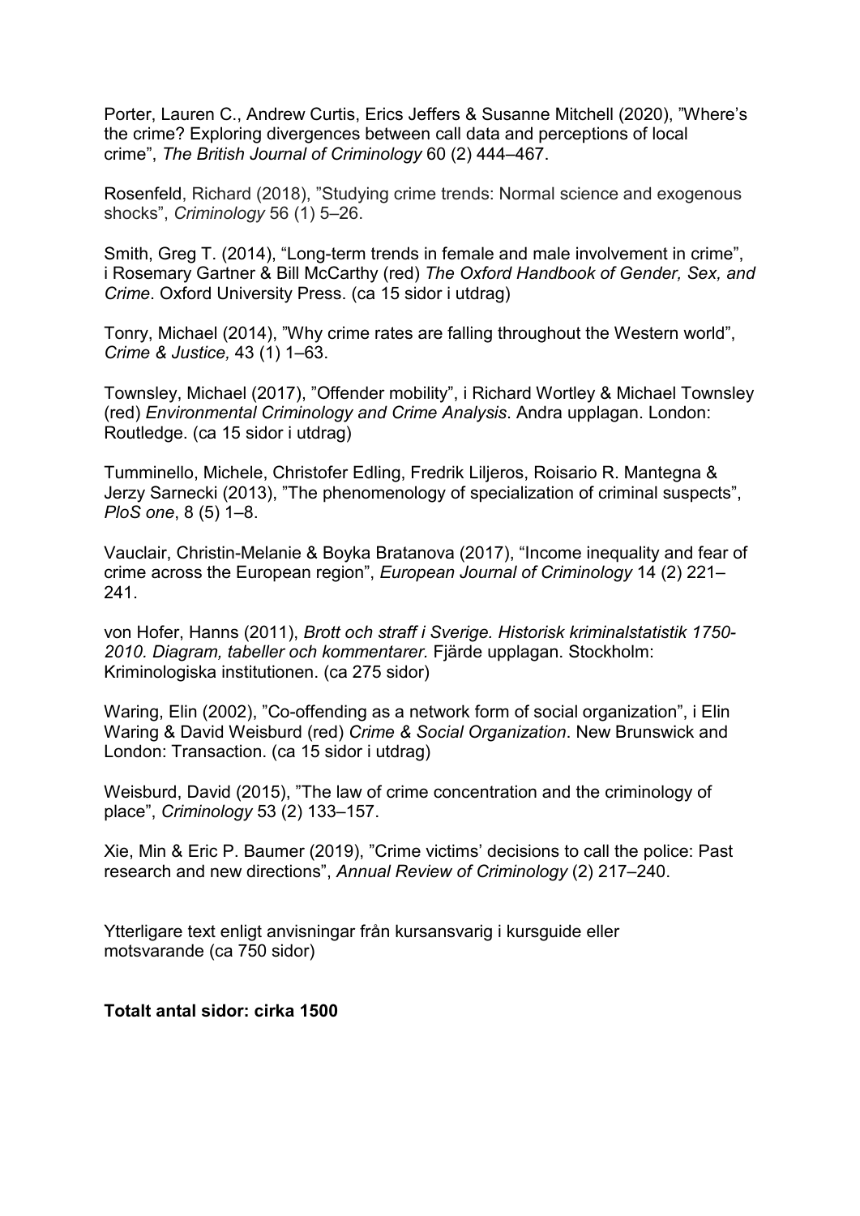Porter, Lauren C., Andrew Curtis, Erics Jeffers & Susanne Mitchell (2020), ”Where's the crime? Exploring divergences between call data and perceptions of local crime”, *The British Journal of Criminology* 60 (2) 444–467.

Rosenfeld, Richard (2018), ”Studying crime trends: Normal science and exogenous shocks”, *Criminology* 56 (1) 5–26.

Smith, Greg T. (2014), “Long-term trends in female and male involvement in crime”, i Rosemary Gartner & Bill McCarthy (red) *The Oxford Handbook of Gender, Sex, and Crime*. Oxford University Press. (ca 15 sidor i utdrag)

Tonry, Michael (2014), ”Why crime rates are falling throughout the Western world”, *Crime & Justice,* 43 (1) 1–63.

Townsley, Michael (2017), ”Offender mobility”, i Richard Wortley & Michael Townsley (red) *Environmental Criminology and Crime Analysis*. Andra upplagan. London: Routledge. (ca 15 sidor i utdrag)

Tumminello, Michele, Christofer Edling, Fredrik Liljeros, Roisario R. Mantegna & Jerzy Sarnecki (2013), ”The phenomenology of specialization of criminal suspects”, *PloS one*, 8 (5) 1–8.

Vauclair, Christin-Melanie & Boyka Bratanova (2017), “Income inequality and fear of crime across the European region”, *European Journal of Criminology* 14 (2) 221–241.

von Hofer, Hanns (2011), *Brott och straff i Sverige. Historisk kriminalstatistik 1750-2010. Diagram, tabeller och kommentarer.* Fjärde upplagan. Stockholm: Kriminologiska institutionen. (ca 275 sidor)

Waring, Elin (2002), ”Co-offending as a network form of social organization”, i Elin Waring & David Weisburd (red) *Crime & Social Organization*. New Brunswick and London: Transaction. (ca 15 sidor i utdrag)

Weisburd, David (2015), ”The law of crime concentration and the criminology of place”, *Criminology* 53 (2) 133–157.

Xie, Min & Eric P. Baumer (2019), ”Crime victims' decisions to call the police: Past research and new directions”, *Annual Review of Criminology* (2) 217–240.

Ytterligare text enligt anvisningar från kursansvarig i kursguide eller motsvarande (ca 750 sidor)

**Totalt antal sidor: cirka 1500**